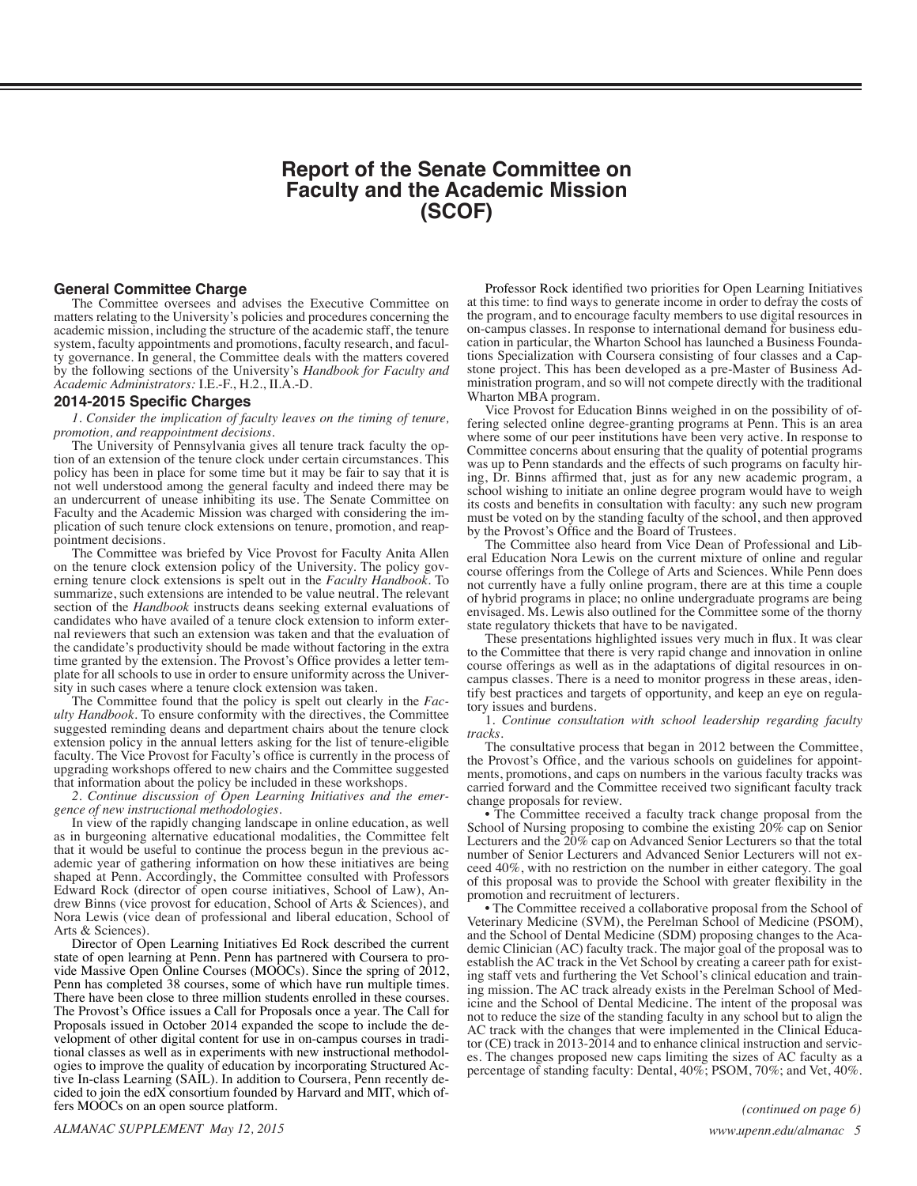# Report of the Senate Committee on Faculty and the Academic Mission (SCOF)

## General Committee Charge

The Committee oversees and advises the Executive Committee on matters relating to the University's policies and procedures concerning the academic mission, including the structure of the academic staff, the tenure system, faculty appointments and promotions, faculty research, and faculty governance. In general, the Committee deals with the matters covered by the following sections of the University's *Handbook for Faculty and Academic Administrators:* I.E.-F., H.2., II.A.-D.

## 2014-2015 Specific Charges

*1. Consider the implication of faculty leaves on the timing of tenure, promotion, and reappointment decisions.*

The University of Pennsylvania gives all tenure track faculty the option of an extension of the tenure clock under certain circumstances. This policy has been in place for some time but it may be fair to say that it is not well understood among the general faculty and indeed there may be an undercurrent of unease inhibiting its use. The Senate Committee on Faculty and the Academic Mission was charged with considering the implication of such tenure clock extensions on tenure, promotion, and reappointment decisions.

The Committee was briefed by Vice Provost for Faculty Anita Allen on the tenure clock extension policy of the University. The policy governing tenure clock extensions is spelt out in the *Faculty Handbook*. To summarize, such extensions are intended to be value neutral. The relevant section of the *Handbook* instructs deans seeking external evaluations of candidates who have availed of a tenure clock extension to inform external reviewers that such an extension was taken and that the evaluation of the candidate's productivity should be made without factoring in the extra time granted by the extension. The Provost's Office provides a letter template for all schools to use in order to ensure uniformity across the University in such cases where a tenure clock extension was taken.

The Committee found that the policy is spelt out clearly in the *Faculty Handbook*. To ensure conformity with the directives, the Committee suggested reminding deans and department chairs about the tenure clock extension policy in the annual letters asking for the list of tenure-eligible faculty. The Vice Provost for Faculty's office is currently in the process of upgrading workshops offered to new chairs and the Committee suggested that information about the policy be included in these workshops.

*2. Continue discussion of Open Learning Initiatives and the emergence of new instructional methodologies.*

In view of the rapidly changing landscape in online education, as well as in burgeoning alternative educational modalities, the Committee felt that it would be useful to continue the process begun in the previous academic year of gathering information on how these initiatives are being shaped at Penn. Accordingly, the Committee consulted with Professors Edward Rock (director of open course initiatives, School of Law), Andrew Binns (vice provost for education, School of Arts & Sciences), and Nora Lewis (vice dean of professional and liberal education, School of Arts & Sciences).

Director of Open Learning Initiatives Ed Rock described the current state of open learning at Penn. Penn has partnered with Coursera to provide Massive Open Online Courses (MOOCs). Since the spring of 2012, Penn has completed 38 courses, some of which have run multiple times. There have been close to three million students enrolled in these courses. The Provost's Office issues a Call for Proposals once a year. The Call for Proposals issued in October 2014 expanded the scope to include the development of other digital content for use in on-campus courses in traditional classes as well as in experiments with new instructional methodologies to improve the quality of education by incorporating Structured Active In-class Learning (SAIL). In addition to Coursera, Penn recently decided to join the edX consortium founded by Harvard and MIT, which offers MOOCs on an open source platform.

Professor Rock identified two priorities for Open Learning Initiatives at this time: to find ways to generate income in order to defray the costs of the program, and to encourage faculty members to use digital resources in on-campus classes. In response to international demand for business education in particular, the Wharton School has launched a Business Foundations Specialization with Coursera consisting of four classes and a Capstone project. This has been developed as a pre-Master of Business Administration program, and so will not compete directly with the traditional Wharton MBA program.

Vice Provost for Education Binns weighed in on the possibility of offering selected online degree-granting programs at Penn. This is an area where some of our peer institutions have been very active. In response to Committee concerns about ensuring that the quality of potential programs was up to Penn standards and the effects of such programs on faculty hiring, Dr. Binns affirmed that, just as for any new academic program, a school wishing to initiate an online degree program would have to weigh its costs and benefits in consultation with faculty: any such new program must be voted on by the standing faculty of the school, and then approved by the Provost's Office and the Board of Trustees.

The Committee also heard from Vice Dean of Professional and Liberal Education Nora Lewis on the current mixture of online and regular course offerings from the College of Arts and Sciences. While Penn does not currently have a fully online program, there are at this time a couple of hybrid programs in place; no online undergraduate programs are being envisaged. Ms. Lewis also outlined for the Committee some of the thorny state regulatory thickets that have to be navigated.

These presentations highlighted issues very much in flux. It was clear to the Committee that there is very rapid change and innovation in online course offerings as well as in the adaptations of digital resources in on-campus classes. There is a need to monitor progress in these areas, identify best practices and targets of opportunity, and keep an eye on regulatory issues and burdens.

1. *Continue consultation with school leadership regarding faculty tracks.*

The consultative process that began in 2012 between the Committee, the Provost's Office, and the various schools on guidelines for appointments, promotions, and caps on numbers in the various faculty tracks was carried forward and the Committee received two significant faculty track change proposals for review.

- The Committee received a faculty track change proposal from the School of Nursing proposing to combine the existing 20% cap on Senior Lecturers and the 20% cap on Advanced Senior Lecturers so that the total number of Senior Lecturers and Advanced Senior Lecturers will not exceed 40%, with no restriction on the number in either category. The goal of this proposal was to provide the School with greater flexibility in the promotion and recruitment of lecturers.
- The Committee received a collaborative proposal from the School of Veterinary Medicine (SVM), the Perelman School of Medicine (PSOM), and the School of Dental Medicine (SDM) proposing changes to the Academic Clinician (AC) faculty track. The major goal of the proposal was to establish the AC track in the Vet School by creating a career path for existing staff vets and furthering the Vet School's clinical education and training mission. The AC track already exists in the Perelman School of Medicine and the School of Dental Medicine. The intent of the proposal was not to reduce the size of the standing faculty in any school but to align the AC track with the changes that were implemented in the Clinical Educator (CE) track in 2013-2014 and to enhance clinical instruction and services. The changes proposed new caps limiting the sizes of AC faculty as a percentage of standing faculty: Dental, 40%; PSOM, 70%; and Vet, 40%.

*(continued on page 6)*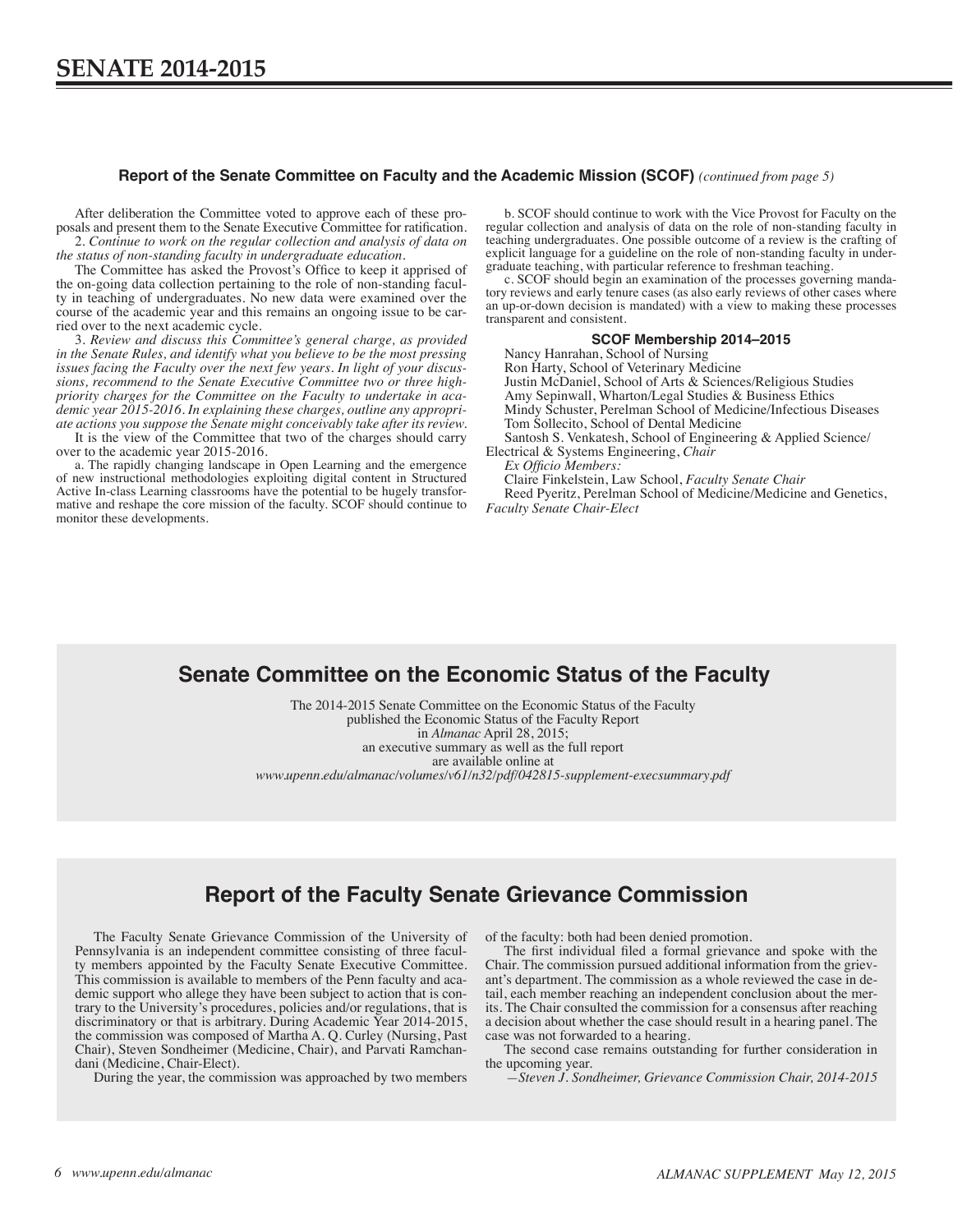## Report of the Senate Committee on Faculty and the Academic Mission (SCOF) *(continued from page 5)*

After deliberation the Committee voted to approve each of these proposals and present them to the Senate Executive Committee for ratification.

2. *Continue to work on the regular collection and analysis of data on the status of non-standing faculty in undergraduate education.*

The Committee has asked the Provost's Office to keep it apprised of the on-going data collection pertaining to the role of non-standing faculty in teaching of undergraduates. No new data were examined over the course of the academic year and this remains an ongoing issue to be carried over to the next academic cycle.

3. *Review and discuss this Committee's general charge, as provided in the Senate Rules, and identify what you believe to be the most pressing issues facing the Faculty over the next few years. In light of your discussions, recommend to the Senate Executive Committee two or three high-priority charges for the Committee on the Faculty to undertake in academic year 2015-2016. In explaining these charges, outline any appropriate actions you suppose the Senate might conceivably take after its review.*

It is the view of the Committee that two of the charges should carry over to the academic year 2015-2016.

a. The rapidly changing landscape in Open Learning and the emergence of new instructional methodologies exploiting digital content in Structured Active In-class Learning classrooms have the potential to be hugely transformative and reshape the core mission of the faculty. SCOF should continue to monitor these developments.

b. SCOF should continue to work with the Vice Provost for Faculty on the regular collection and analysis of data on the role of non-standing faculty in teaching undergraduates. One possible outcome of a review is the crafting of explicit language for a guideline on the role of non-standing faculty in undergraduate teaching, with particular reference to freshman teaching.

c. SCOF should begin an examination of the processes governing mandatory reviews and early tenure cases (as also early reviews of other cases where an up-or-down decision is mandated) with a view to making these processes transparent and consistent.

**SCOF Membership 2014–2015**

Nancy Hanrahan, School of Nursing
Ron Harty, School of Veterinary Medicine
Justin McDaniel, School of Arts & Sciences/Religious Studies
Amy Sepinwall, Wharton/Legal Studies & Business Ethics
Mindy Schuster, Perelman School of Medicine/Infectious Diseases
Tom Sollecito, School of Dental Medicine
Santosh S. Venkatesh, School of Engineering & Applied Science/Electrical & Systems Engineering, *Chair*
*Ex Officio Members:*
Claire Finkelstein, Law School, *Faculty Senate Chair*
Reed Pyeritz, Perelman School of Medicine/Medicine and Genetics, *Faculty Senate Chair-Elect*

## Senate Committee on the Economic Status of the Faculty

The 2014-2015 Senate Committee on the Economic Status of the Faculty published the Economic Status of the Faculty Report in *Almanac* April 28, 2015; an executive summary as well as the full report are available online at *www.upenn.edu/almanac/volumes/v61/n32/pdf/042815-supplement-execsummary.pdf*

## Report of the Faculty Senate Grievance Commission

The Faculty Senate Grievance Commission of the University of Pennsylvania is an independent committee consisting of three faculty members appointed by the Faculty Senate Executive Committee. This commission is available to members of the Penn faculty and academic support who allege they have been subject to action that is contrary to the University's procedures, policies and/or regulations, that is discriminatory or that is arbitrary. During Academic Year 2014-2015, the commission was composed of Martha A. Q. Curley (Nursing, Past Chair), Steven Sondheimer (Medicine, Chair), and Parvati Ramchandani (Medicine, Chair-Elect).

During the year, the commission was approached by two members of the faculty: both had been denied promotion.

The first individual filed a formal grievance and spoke with the Chair. The commission pursued additional information from the grievant's department. The commission as a whole reviewed the case in detail, each member reaching an independent conclusion about the merits. The Chair consulted the commission for a consensus after reaching a decision about whether the case should result in a hearing panel. The case was not forwarded to a hearing.

The second case remains outstanding for further consideration in the upcoming year.

*—Steven J. Sondheimer, Grievance Commission Chair, 2014-2015*